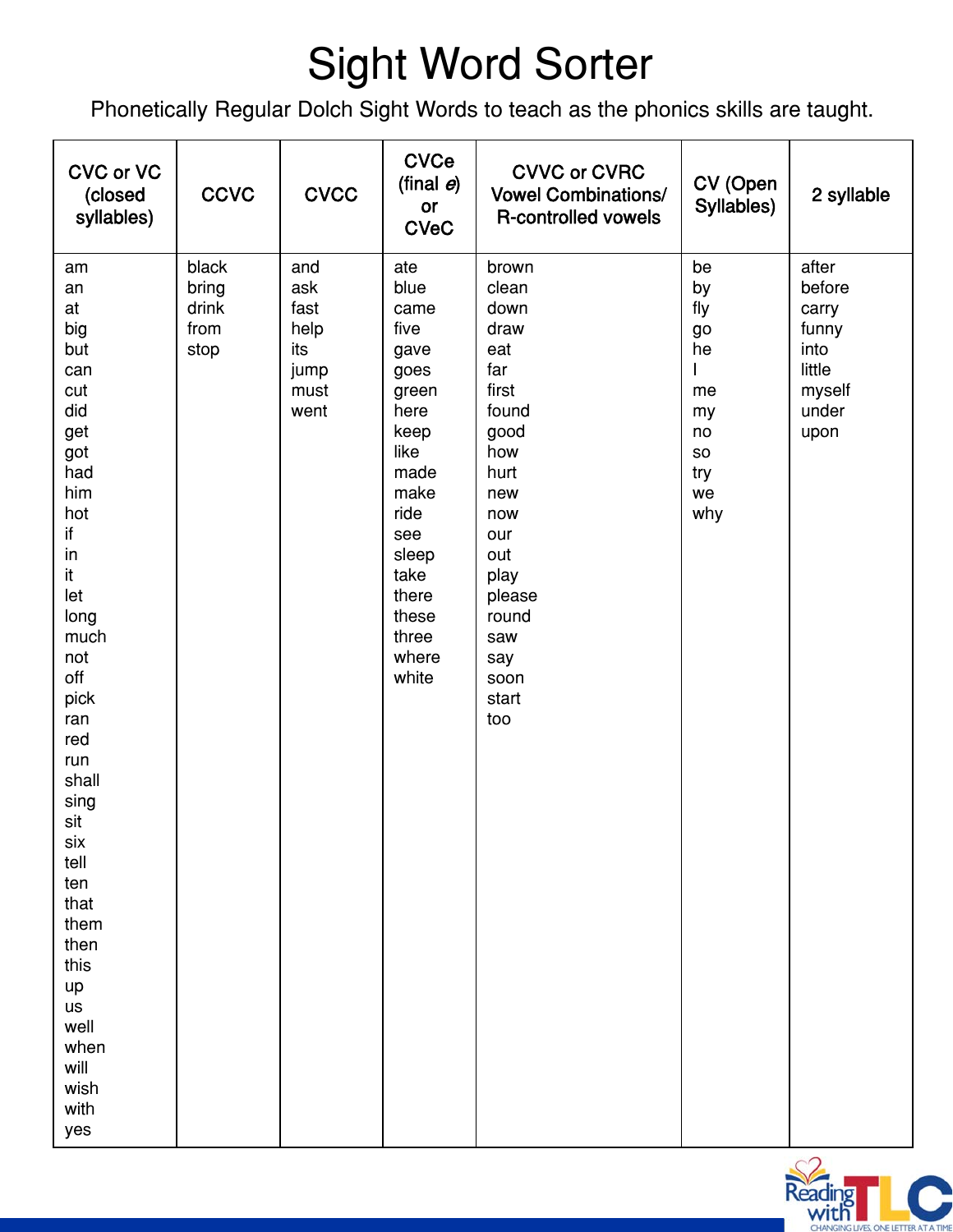# Sight Word Sorter

Phonetically Regular Dolch Sight Words to teach as the phonics skills are taught.

| CVC or VC (closed syllables) | CCVC | CVCC | CVCe (final *e*) or CVeC | CVVC or CVRC Vowel Combinations/ R-controlled vowels | CV (Open Syllables) | 2 syllable |
|---|---|---|---|---|---|---|
| am | black | and | ate | brown | be | after |
| an | bring | ask | blue | clean | by | before |
| at | drink | fast | came | down | fly | carry |
| big | from | help | five | draw | go | funny |
| but | stop | its | gave | eat | he | into |
| can | | jump | goes | far | I | little |
| cut | | must | green | first | me | myself |
| did | | went | here | found | my | under |
| get | | | keep | good | no | upon |
| got | | | like | how | so | |
| had | | | made | hurt | try | |
| him | | | make | new | we | |
| hot | | | ride | now | why | |
| if | | | see | our | | |
| in | | | sleep | out | | |
| it | | | take | play | | |
| let | | | there | please | | |
| long | | | these | round | | |
| much | | | three | saw | | |
| not | | | where | say | | |
| off | | | white | soon | | |
| pick | | | | start | | |
| ran | | | | too | | |
| red | | | | | | |
| run | | | | | | |
| shall | | | | | | |
| sing | | | | | | |
| sit | | | | | | |
| six | | | | | | |
| tell | | | | | | |
| ten | | | | | | |
| that | | | | | | |
| them | | | | | | |
| then | | | | | | |
| this | | | | | | |
| up | | | | | | |
| us | | | | | | |
| well | | | | | | |
| when | | | | | | |
| will | | | | | | |
| wish | | | | | | |
| with | | | | | | |
| yes | | | | | | |

Reading with TLC
CHANGING LIVES, ONE LETTER AT A TIME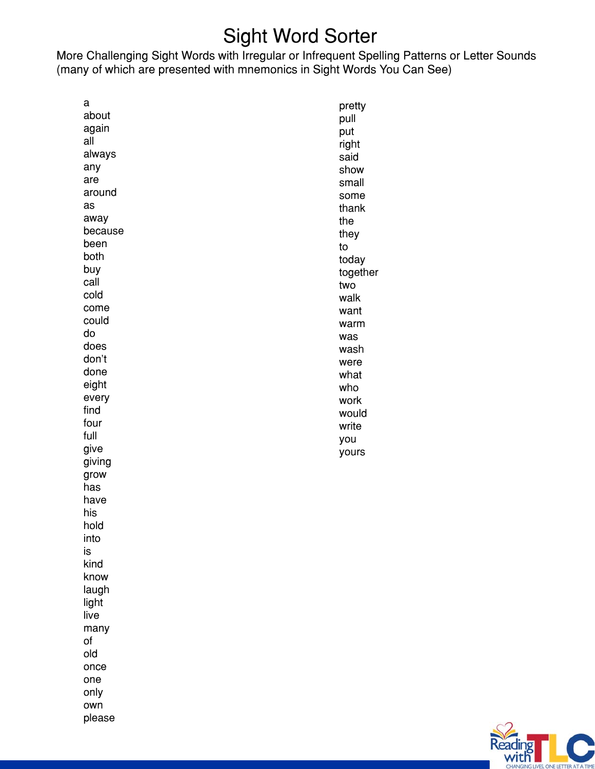# Sight Word Sorter

More Challenging Sight Words with Irregular or Infrequent Spelling Patterns or Letter Sounds (many of which are presented with mnemonics in Sight Words You Can See)

a
about
again
all
always
any
are
around
as
away
because
been
both
buy
call
cold
come
could
do
does
don't
done
eight
every
find
four
full
give
giving
grow
has
have
his
hold
into
is
kind
know
laugh
light
live
many
of
old
once
one
only
own
please
pretty
pull
put
right
said
show
small
some
thank
the
they
to
today
together
two
walk
want
warm
was
wash
were
what
who
work
would
write
you
yours